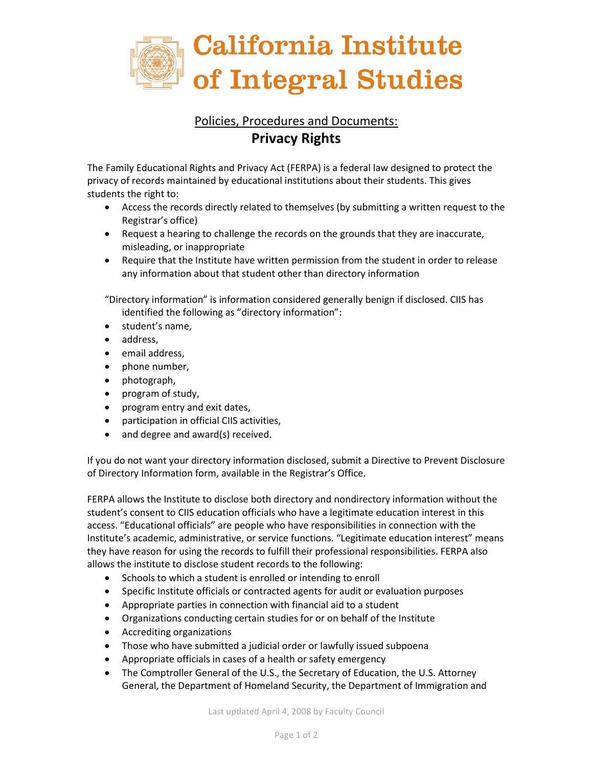# California Institute of Integral Studies

## Policies, Procedures and Documents:

## Privacy Rights

The Family Educational Rights and Privacy Act (FERPA) is a federal law designed to protect the privacy of records maintained by educational institutions about their students. This gives students the right to:

- Access the records directly related to themselves (by submitting a written request to the Registrar's office)
- Request a hearing to challenge the records on the grounds that they are inaccurate, misleading, or inappropriate
- Require that the Institute have written permission from the student in order to release any information about that student other than directory information

"Directory information" is information considered generally benign if disclosed. CIIS has identified the following as "directory information":

- student's name,
- address,
- email address,
- phone number,
- photograph,
- program of study,
- program entry and exit dates,
- participation in official CIIS activities,
- and degree and award(s) received.

If you do not want your directory information disclosed, submit a Directive to Prevent Disclosure of Directory Information form, available in the Registrar's Office.

FERPA allows the Institute to disclose both directory and nondirectory information without the student's consent to CIIS education officials who have a legitimate education interest in this access. "Educational officials" are people who have responsibilities in connection with the Institute's academic, administrative, or service functions. "Legitimate education interest" means they have reason for using the records to fulfill their professional responsibilities. FERPA also allows the institute to disclose student records to the following:

- Schools to which a student is enrolled or intending to enroll
- Specific Institute officials or contracted agents for audit or evaluation purposes
- Appropriate parties in connection with financial aid to a student
- Organizations conducting certain studies for or on behalf of the Institute
- Accrediting organizations
- Those who have submitted a judicial order or lawfully issued subpoena
- Appropriate officials in cases of a health or safety emergency
- The Comptroller General of the U.S., the Secretary of Education, the U.S. Attorney General, the Department of Homeland Security, the Department of Immigration and

Last updated April 4, 2008 by Faculty Council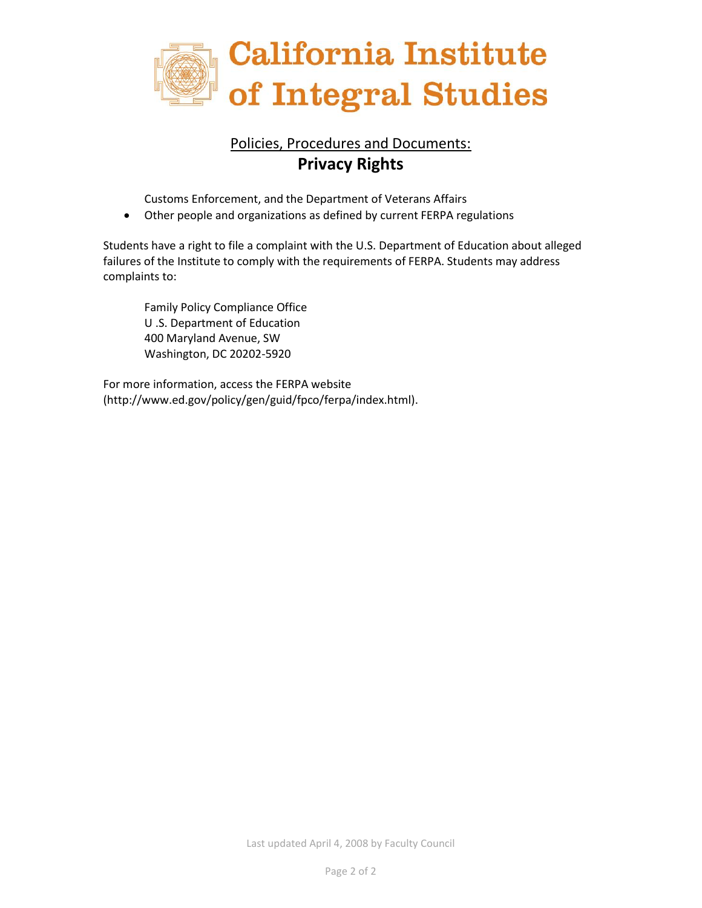Customs Enforcement, and the Department of Veterans Affairs

- Other people and organizations as defined by current FERPA regulations

Students have a right to file a complaint with the U.S. Department of Education about alleged failures of the Institute to comply with the requirements of FERPA. Students may address complaints to:

Family Policy Compliance Office
U .S. Department of Education
400 Maryland Avenue, SW
Washington, DC 20202-5920

For more information, access the FERPA website (http://www.ed.gov/policy/gen/guid/fpco/ferpa/index.html).

Last updated April 4, 2008 by Faculty Council